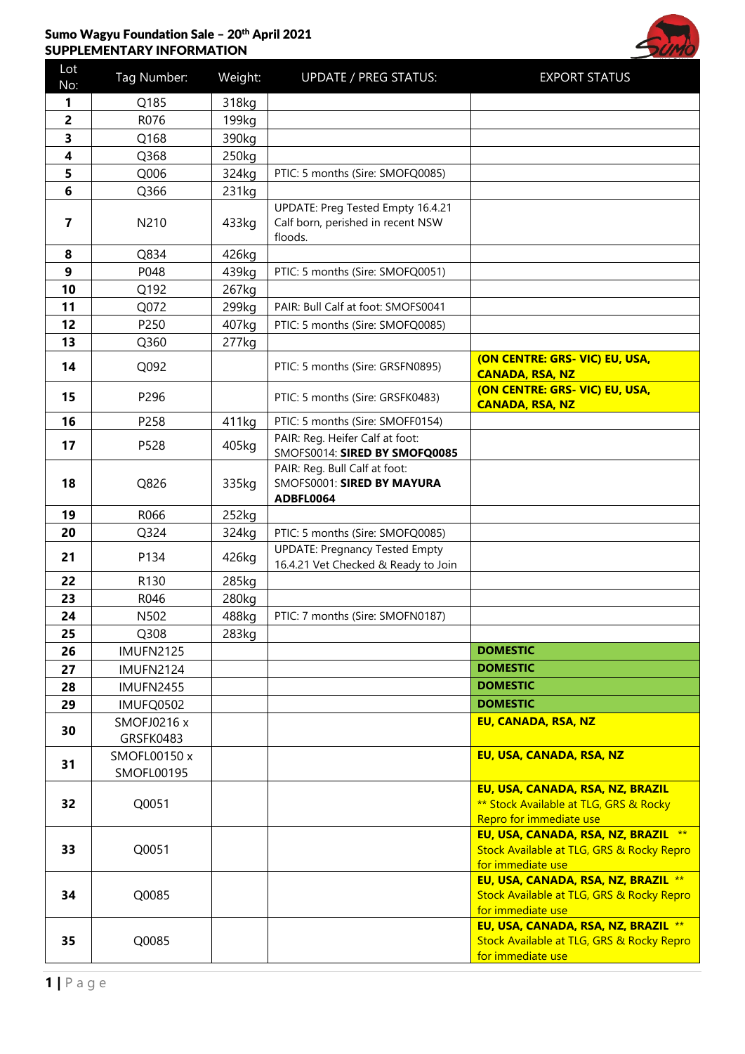# Sumo Wagyu Foundation Sale – 20th April 2021
## SUPPLEMENTARY INFORMATION

| Lot No: | Tag Number: | Weight: | UPDATE / PREG STATUS: | EXPORT STATUS |
|---|---|---|---|---|
| **1** | Q185 | 318kg | | |
| **2** | R076 | 199kg | | |
| **3** | Q168 | 390kg | | |
| **4** | Q368 | 250kg | | |
| **5** | Q006 | 324kg | PTIC: 5 months (Sire: SMOFQ0085) | |
| **6** | Q366 | 231kg | | |
| **7** | N210 | 433kg | UPDATE: Preg Tested Empty 16.4.21 Calf born, perished in recent NSW floods. | |
| **8** | Q834 | 426kg | | |
| **9** | P048 | 439kg | PTIC: 5 months (Sire: SMOFQ0051) | |
| **10** | Q192 | 267kg | | |
| **11** | Q072 | 299kg | PAIR: Bull Calf at foot: SMOFS0041 | |
| **12** | P250 | 407kg | PTIC: 5 months (Sire: SMOFQ0085) | |
| **13** | Q360 | 277kg | | |
| **14** | Q092 | | PTIC: 5 months (Sire: GRSFN0895) | **(ON CENTRE: GRS- VIC) EU, USA, CANADA, RSA, NZ** |
| **15** | P296 | | PTIC: 5 months (Sire: GRSFK0483) | **(ON CENTRE: GRS- VIC) EU, USA, CANADA, RSA, NZ** |
| **16** | P258 | 411kg | PTIC: 5 months (Sire: SMOFF0154) | |
| **17** | P528 | 405kg | PAIR: Reg. Heifer Calf at foot: SMOFS0014: **SIRED BY SMOFQ0085** | |
| **18** | Q826 | 335kg | PAIR: Reg. Bull Calf at foot: SMOFS0001: **SIRED BY MAYURA ADBFL0064** | |
| **19** | R066 | 252kg | | |
| **20** | Q324 | 324kg | PTIC: 5 months (Sire: SMOFQ0085) | |
| **21** | P134 | 426kg | UPDATE: Pregnancy Tested Empty 16.4.21 Vet Checked & Ready to Join | |
| **22** | R130 | 285kg | | |
| **23** | R046 | 280kg | | |
| **24** | N502 | 488kg | PTIC: 7 months (Sire: SMOFN0187) | |
| **25** | Q308 | 283kg | | |
| **26** | IMUFN2125 | | | **DOMESTIC** |
| **27** | IMUFN2124 | | | **DOMESTIC** |
| **28** | IMUFN2455 | | | **DOMESTIC** |
| **29** | IMUFQ0502 | | | **DOMESTIC** |
| **30** | SMOFJ0216 x GRSFK0483 | | | **EU, CANADA, RSA, NZ** |
| **31** | SMOFL00150 x SMOFL00195 | | | **EU, USA, CANADA, RSA, NZ** |
| **32** | Q0051 | | | **EU, USA, CANADA, RSA, NZ, BRAZIL** ** Stock Available at TLG, GRS & Rocky Repro for immediate use |
| **33** | Q0051 | | | **EU, USA, CANADA, RSA, NZ, BRAZIL** ** Stock Available at TLG, GRS & Rocky Repro for immediate use |
| **34** | Q0085 | | | **EU, USA, CANADA, RSA, NZ, BRAZIL** ** Stock Available at TLG, GRS & Rocky Repro for immediate use |
| **35** | Q0085 | | | **EU, USA, CANADA, RSA, NZ, BRAZIL** ** Stock Available at TLG, GRS & Rocky Repro for immediate use |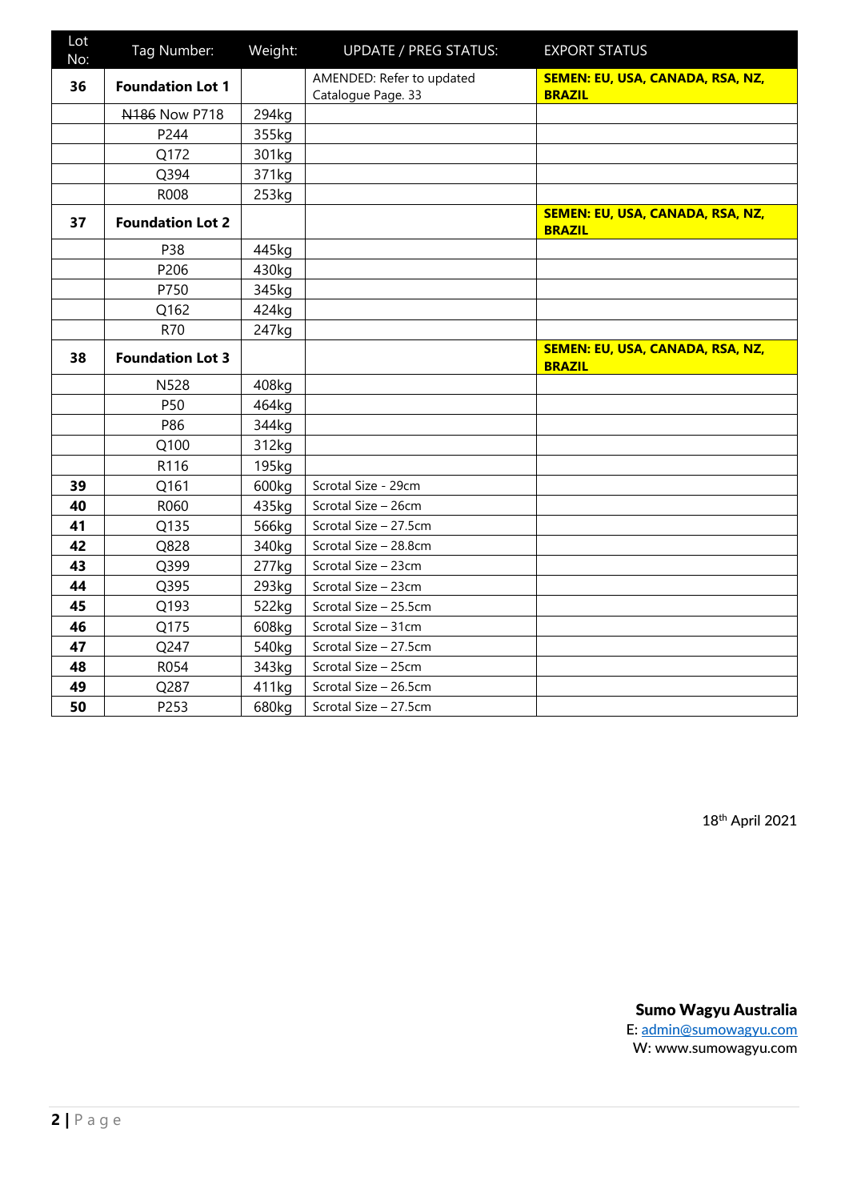| Lot No: | Tag Number: | Weight: | UPDATE / PREG STATUS: | EXPORT STATUS |
|---|---|---|---|---|
| **36** | **Foundation Lot 1** | | AMENDED: Refer to updated Catalogue Page. 33 | **SEMEN: EU, USA, CANADA, RSA, NZ, BRAZIL** |
| | ~~N186~~ Now P718 | 294kg | | |
| | P244 | 355kg | | |
| | Q172 | 301kg | | |
| | Q394 | 371kg | | |
| | R008 | 253kg | | |
| **37** | **Foundation Lot 2** | | | **SEMEN: EU, USA, CANADA, RSA, NZ, BRAZIL** |
| | P38 | 445kg | | |
| | P206 | 430kg | | |
| | P750 | 345kg | | |
| | Q162 | 424kg | | |
| | R70 | 247kg | | |
| **38** | **Foundation Lot 3** | | | **SEMEN: EU, USA, CANADA, RSA, NZ, BRAZIL** |
| | N528 | 408kg | | |
| | P50 | 464kg | | |
| | P86 | 344kg | | |
| | Q100 | 312kg | | |
| | R116 | 195kg | | |
| **39** | Q161 | 600kg | Scrotal Size - 29cm | |
| **40** | R060 | 435kg | Scrotal Size – 26cm | |
| **41** | Q135 | 566kg | Scrotal Size – 27.5cm | |
| **42** | Q828 | 340kg | Scrotal Size – 28.8cm | |
| **43** | Q399 | 277kg | Scrotal Size – 23cm | |
| **44** | Q395 | 293kg | Scrotal Size – 23cm | |
| **45** | Q193 | 522kg | Scrotal Size – 25.5cm | |
| **46** | Q175 | 608kg | Scrotal Size – 31cm | |
| **47** | Q247 | 540kg | Scrotal Size – 27.5cm | |
| **48** | R054 | 343kg | Scrotal Size – 25cm | |
| **49** | Q287 | 411kg | Scrotal Size – 26.5cm | |
| **50** | P253 | 680kg | Scrotal Size – 27.5cm | |

18th April 2021

**Sumo Wagyu Australia**
E: admin@sumowagyu.com
W: www.sumowagyu.com